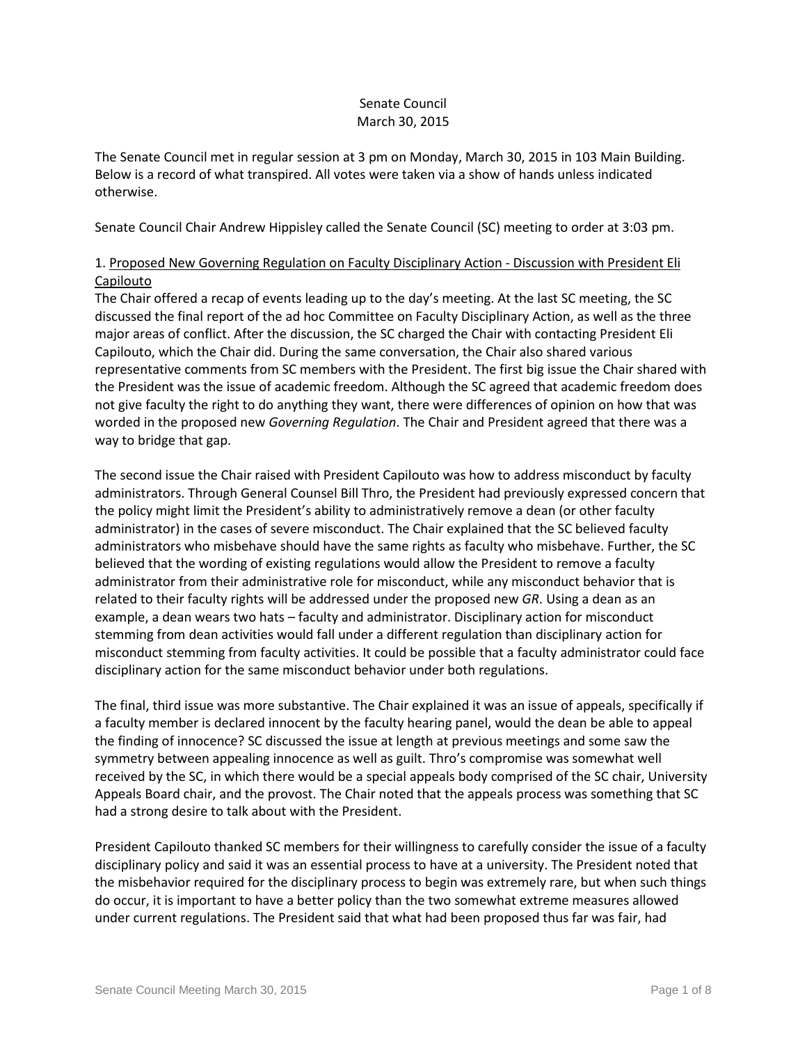# Senate Council
March 30, 2015

The Senate Council met in regular session at 3 pm on Monday, March 30, 2015 in 103 Main Building. Below is a record of what transpired. All votes were taken via a show of hands unless indicated otherwise.

Senate Council Chair Andrew Hippisley called the Senate Council (SC) meeting to order at 3:03 pm.

1. Proposed New Governing Regulation on Faculty Disciplinary Action - Discussion with President Eli Capilouto

The Chair offered a recap of events leading up to the day's meeting. At the last SC meeting, the SC discussed the final report of the ad hoc Committee on Faculty Disciplinary Action, as well as the three major areas of conflict. After the discussion, the SC charged the Chair with contacting President Eli Capilouto, which the Chair did. During the same conversation, the Chair also shared various representative comments from SC members with the President. The first big issue the Chair shared with the President was the issue of academic freedom. Although the SC agreed that academic freedom does not give faculty the right to do anything they want, there were differences of opinion on how that was worded in the proposed new *Governing Regulation*. The Chair and President agreed that there was a way to bridge that gap.

The second issue the Chair raised with President Capilouto was how to address misconduct by faculty administrators. Through General Counsel Bill Thro, the President had previously expressed concern that the policy might limit the President's ability to administratively remove a dean (or other faculty administrator) in the cases of severe misconduct. The Chair explained that the SC believed faculty administrators who misbehave should have the same rights as faculty who misbehave. Further, the SC believed that the wording of existing regulations would allow the President to remove a faculty administrator from their administrative role for misconduct, while any misconduct behavior that is related to their faculty rights will be addressed under the proposed new *GR*. Using a dean as an example, a dean wears two hats – faculty and administrator. Disciplinary action for misconduct stemming from dean activities would fall under a different regulation than disciplinary action for misconduct stemming from faculty activities. It could be possible that a faculty administrator could face disciplinary action for the same misconduct behavior under both regulations.

The final, third issue was more substantive. The Chair explained it was an issue of appeals, specifically if a faculty member is declared innocent by the faculty hearing panel, would the dean be able to appeal the finding of innocence? SC discussed the issue at length at previous meetings and some saw the symmetry between appealing innocence as well as guilt. Thro's compromise was somewhat well received by the SC, in which there would be a special appeals body comprised of the SC chair, University Appeals Board chair, and the provost. The Chair noted that the appeals process was something that SC had a strong desire to talk about with the President.

President Capilouto thanked SC members for their willingness to carefully consider the issue of a faculty disciplinary policy and said it was an essential process to have at a university. The President noted that the misbehavior required for the disciplinary process to begin was extremely rare, but when such things do occur, it is important to have a better policy than the two somewhat extreme measures allowed under current regulations. The President said that what had been proposed thus far was fair, had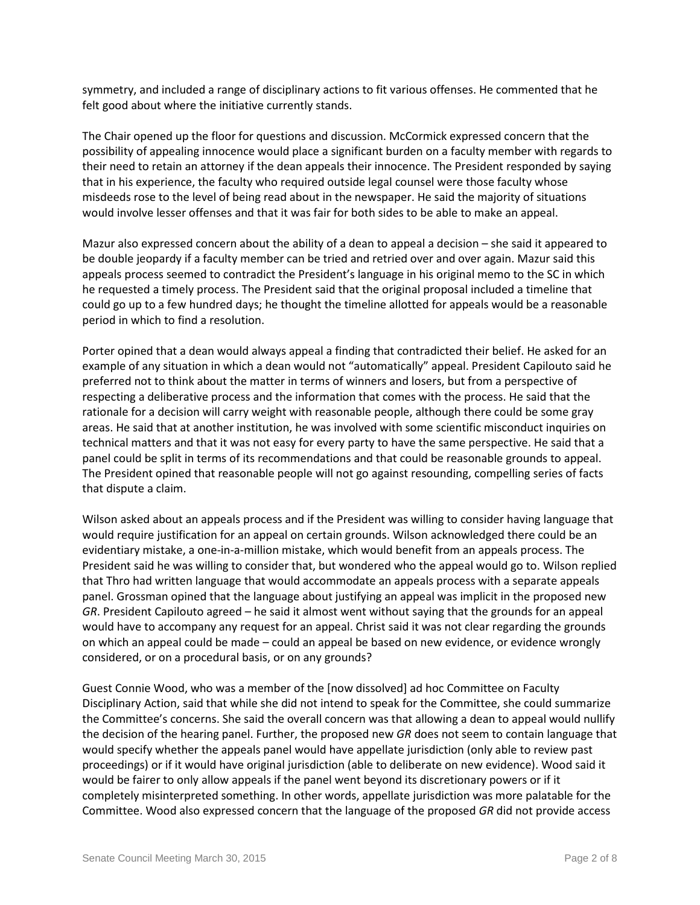symmetry, and included a range of disciplinary actions to fit various offenses. He commented that he felt good about where the initiative currently stands.

The Chair opened up the floor for questions and discussion. McCormick expressed concern that the possibility of appealing innocence would place a significant burden on a faculty member with regards to their need to retain an attorney if the dean appeals their innocence. The President responded by saying that in his experience, the faculty who required outside legal counsel were those faculty whose misdeeds rose to the level of being read about in the newspaper. He said the majority of situations would involve lesser offenses and that it was fair for both sides to be able to make an appeal.

Mazur also expressed concern about the ability of a dean to appeal a decision – she said it appeared to be double jeopardy if a faculty member can be tried and retried over and over again. Mazur said this appeals process seemed to contradict the President's language in his original memo to the SC in which he requested a timely process. The President said that the original proposal included a timeline that could go up to a few hundred days; he thought the timeline allotted for appeals would be a reasonable period in which to find a resolution.

Porter opined that a dean would always appeal a finding that contradicted their belief. He asked for an example of any situation in which a dean would not "automatically" appeal. President Capilouto said he preferred not to think about the matter in terms of winners and losers, but from a perspective of respecting a deliberative process and the information that comes with the process. He said that the rationale for a decision will carry weight with reasonable people, although there could be some gray areas. He said that at another institution, he was involved with some scientific misconduct inquiries on technical matters and that it was not easy for every party to have the same perspective. He said that a panel could be split in terms of its recommendations and that could be reasonable grounds to appeal. The President opined that reasonable people will not go against resounding, compelling series of facts that dispute a claim.

Wilson asked about an appeals process and if the President was willing to consider having language that would require justification for an appeal on certain grounds. Wilson acknowledged there could be an evidentiary mistake, a one-in-a-million mistake, which would benefit from an appeals process. The President said he was willing to consider that, but wondered who the appeal would go to. Wilson replied that Thro had written language that would accommodate an appeals process with a separate appeals panel. Grossman opined that the language about justifying an appeal was implicit in the proposed new *GR*. President Capilouto agreed – he said it almost went without saying that the grounds for an appeal would have to accompany any request for an appeal. Christ said it was not clear regarding the grounds on which an appeal could be made – could an appeal be based on new evidence, or evidence wrongly considered, or on a procedural basis, or on any grounds?

Guest Connie Wood, who was a member of the [now dissolved] ad hoc Committee on Faculty Disciplinary Action, said that while she did not intend to speak for the Committee, she could summarize the Committee's concerns. She said the overall concern was that allowing a dean to appeal would nullify the decision of the hearing panel. Further, the proposed new *GR* does not seem to contain language that would specify whether the appeals panel would have appellate jurisdiction (only able to review past proceedings) or if it would have original jurisdiction (able to deliberate on new evidence). Wood said it would be fairer to only allow appeals if the panel went beyond its discretionary powers or if it completely misinterpreted something. In other words, appellate jurisdiction was more palatable for the Committee. Wood also expressed concern that the language of the proposed *GR* did not provide access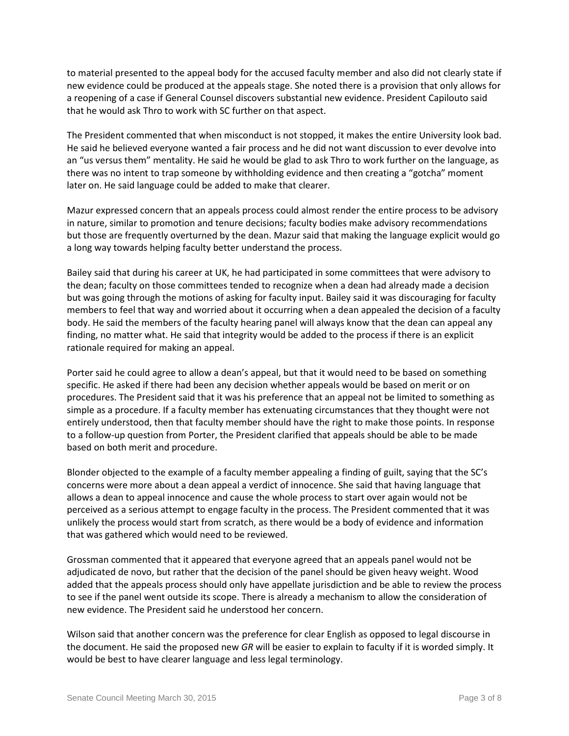to material presented to the appeal body for the accused faculty member and also did not clearly state if new evidence could be produced at the appeals stage. She noted there is a provision that only allows for a reopening of a case if General Counsel discovers substantial new evidence. President Capilouto said that he would ask Thro to work with SC further on that aspect.

The President commented that when misconduct is not stopped, it makes the entire University look bad. He said he believed everyone wanted a fair process and he did not want discussion to ever devolve into an "us versus them" mentality. He said he would be glad to ask Thro to work further on the language, as there was no intent to trap someone by withholding evidence and then creating a "gotcha" moment later on. He said language could be added to make that clearer.

Mazur expressed concern that an appeals process could almost render the entire process to be advisory in nature, similar to promotion and tenure decisions; faculty bodies make advisory recommendations but those are frequently overturned by the dean. Mazur said that making the language explicit would go a long way towards helping faculty better understand the process.

Bailey said that during his career at UK, he had participated in some committees that were advisory to the dean; faculty on those committees tended to recognize when a dean had already made a decision but was going through the motions of asking for faculty input. Bailey said it was discouraging for faculty members to feel that way and worried about it occurring when a dean appealed the decision of a faculty body. He said the members of the faculty hearing panel will always know that the dean can appeal any finding, no matter what. He said that integrity would be added to the process if there is an explicit rationale required for making an appeal.

Porter said he could agree to allow a dean's appeal, but that it would need to be based on something specific. He asked if there had been any decision whether appeals would be based on merit or on procedures. The President said that it was his preference that an appeal not be limited to something as simple as a procedure. If a faculty member has extenuating circumstances that they thought were not entirely understood, then that faculty member should have the right to make those points. In response to a follow-up question from Porter, the President clarified that appeals should be able to be made based on both merit and procedure.

Blonder objected to the example of a faculty member appealing a finding of guilt, saying that the SC's concerns were more about a dean appeal a verdict of innocence. She said that having language that allows a dean to appeal innocence and cause the whole process to start over again would not be perceived as a serious attempt to engage faculty in the process. The President commented that it was unlikely the process would start from scratch, as there would be a body of evidence and information that was gathered which would need to be reviewed.

Grossman commented that it appeared that everyone agreed that an appeals panel would not be adjudicated de novo, but rather that the decision of the panel should be given heavy weight. Wood added that the appeals process should only have appellate jurisdiction and be able to review the process to see if the panel went outside its scope. There is already a mechanism to allow the consideration of new evidence. The President said he understood her concern.

Wilson said that another concern was the preference for clear English as opposed to legal discourse in the document. He said the proposed new *GR* will be easier to explain to faculty if it is worded simply. It would be best to have clearer language and less legal terminology.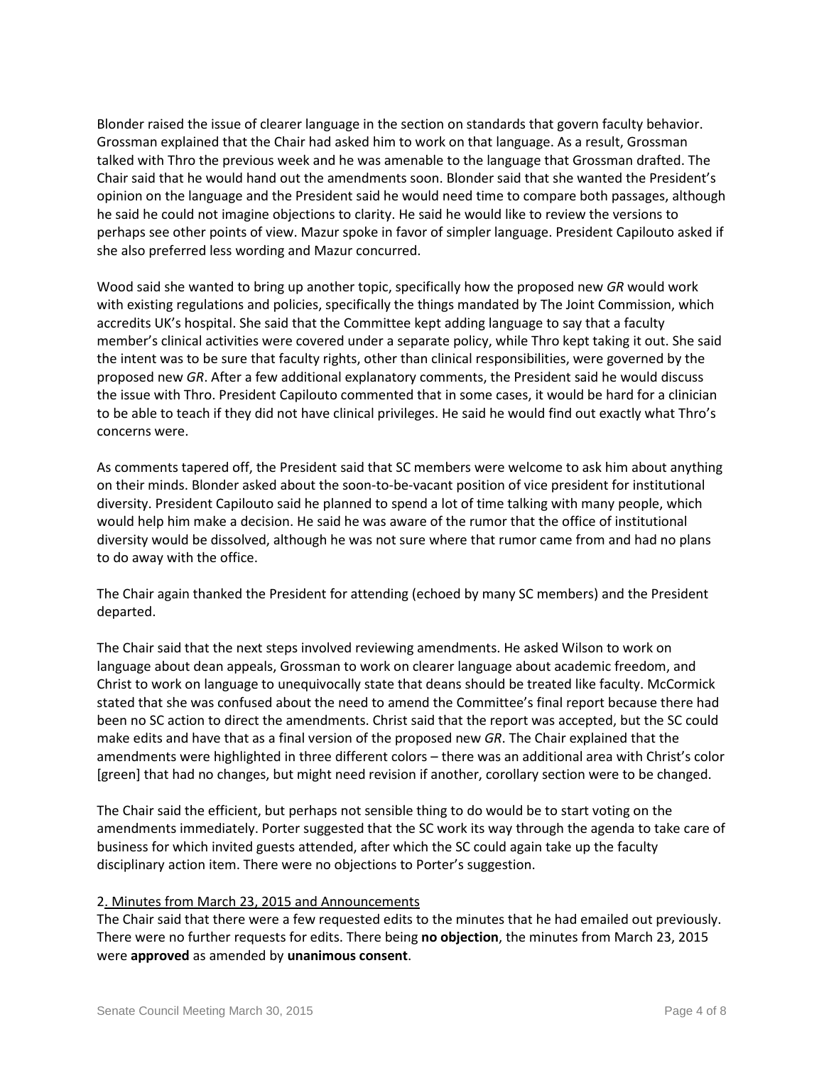Blonder raised the issue of clearer language in the section on standards that govern faculty behavior. Grossman explained that the Chair had asked him to work on that language. As a result, Grossman talked with Thro the previous week and he was amenable to the language that Grossman drafted. The Chair said that he would hand out the amendments soon. Blonder said that she wanted the President's opinion on the language and the President said he would need time to compare both passages, although he said he could not imagine objections to clarity. He said he would like to review the versions to perhaps see other points of view. Mazur spoke in favor of simpler language. President Capilouto asked if she also preferred less wording and Mazur concurred.

Wood said she wanted to bring up another topic, specifically how the proposed new *GR* would work with existing regulations and policies, specifically the things mandated by The Joint Commission, which accredits UK's hospital. She said that the Committee kept adding language to say that a faculty member's clinical activities were covered under a separate policy, while Thro kept taking it out. She said the intent was to be sure that faculty rights, other than clinical responsibilities, were governed by the proposed new *GR*. After a few additional explanatory comments, the President said he would discuss the issue with Thro. President Capilouto commented that in some cases, it would be hard for a clinician to be able to teach if they did not have clinical privileges. He said he would find out exactly what Thro's concerns were.

As comments tapered off, the President said that SC members were welcome to ask him about anything on their minds. Blonder asked about the soon-to-be-vacant position of vice president for institutional diversity. President Capilouto said he planned to spend a lot of time talking with many people, which would help him make a decision. He said he was aware of the rumor that the office of institutional diversity would be dissolved, although he was not sure where that rumor came from and had no plans to do away with the office.

The Chair again thanked the President for attending (echoed by many SC members) and the President departed.

The Chair said that the next steps involved reviewing amendments. He asked Wilson to work on language about dean appeals, Grossman to work on clearer language about academic freedom, and Christ to work on language to unequivocally state that deans should be treated like faculty. McCormick stated that she was confused about the need to amend the Committee's final report because there had been no SC action to direct the amendments. Christ said that the report was accepted, but the SC could make edits and have that as a final version of the proposed new *GR*. The Chair explained that the amendments were highlighted in three different colors – there was an additional area with Christ's color [green] that had no changes, but might need revision if another, corollary section were to be changed.

The Chair said the efficient, but perhaps not sensible thing to do would be to start voting on the amendments immediately. Porter suggested that the SC work its way through the agenda to take care of business for which invited guests attended, after which the SC could again take up the faculty disciplinary action item. There were no objections to Porter's suggestion.

2. Minutes from March 23, 2015 and Announcements

The Chair said that there were a few requested edits to the minutes that he had emailed out previously. There were no further requests for edits. There being **no objection**, the minutes from March 23, 2015 were **approved** as amended by **unanimous consent**.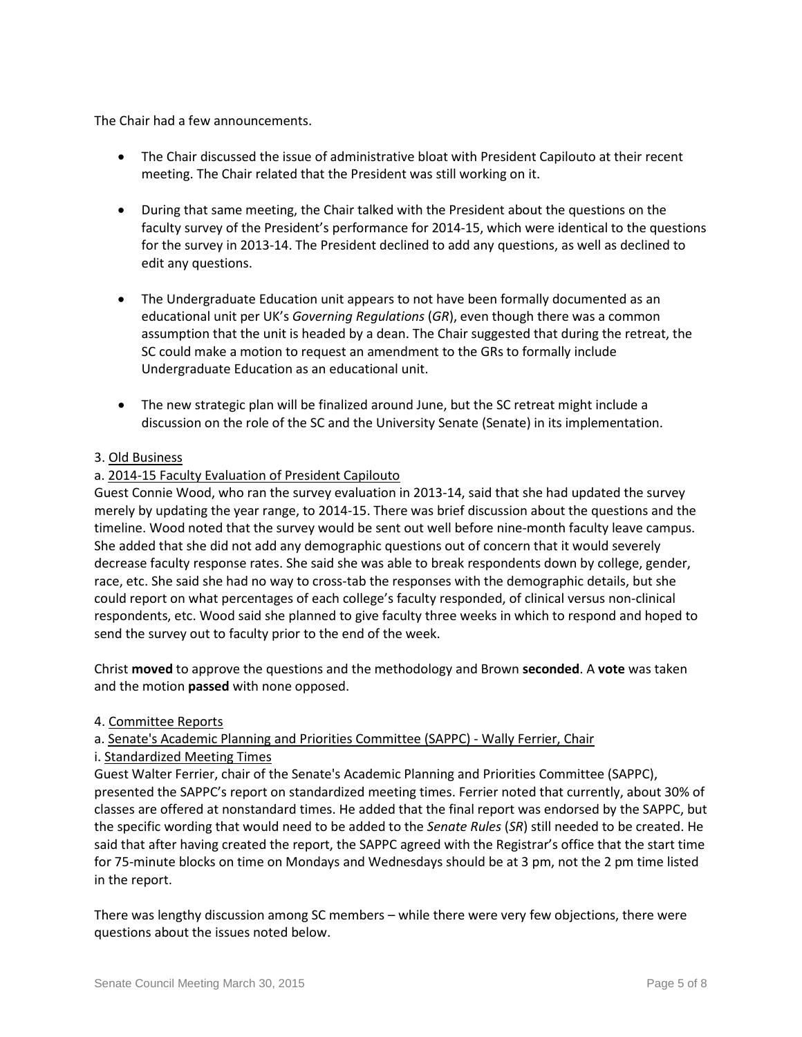The Chair had a few announcements.

- The Chair discussed the issue of administrative bloat with President Capilouto at their recent meeting. The Chair related that the President was still working on it.
- During that same meeting, the Chair talked with the President about the questions on the faculty survey of the President's performance for 2014-15, which were identical to the questions for the survey in 2013-14. The President declined to add any questions, as well as declined to edit any questions.
- The Undergraduate Education unit appears to not have been formally documented as an educational unit per UK's *Governing Regulations* (*GR*), even though there was a common assumption that the unit is headed by a dean. The Chair suggested that during the retreat, the SC could make a motion to request an amendment to the GRs to formally include Undergraduate Education as an educational unit.
- The new strategic plan will be finalized around June, but the SC retreat might include a discussion on the role of the SC and the University Senate (Senate) in its implementation.

3. Old Business

a. 2014-15 Faculty Evaluation of President Capilouto

Guest Connie Wood, who ran the survey evaluation in 2013-14, said that she had updated the survey merely by updating the year range, to 2014-15. There was brief discussion about the questions and the timeline. Wood noted that the survey would be sent out well before nine-month faculty leave campus. She added that she did not add any demographic questions out of concern that it would severely decrease faculty response rates. She said she was able to break respondents down by college, gender, race, etc. She said she had no way to cross-tab the responses with the demographic details, but she could report on what percentages of each college's faculty responded, of clinical versus non-clinical respondents, etc. Wood said she planned to give faculty three weeks in which to respond and hoped to send the survey out to faculty prior to the end of the week.

Christ **moved** to approve the questions and the methodology and Brown **seconded**. A **vote** was taken and the motion **passed** with none opposed.

4. Committee Reports

a. Senate's Academic Planning and Priorities Committee (SAPPC) - Wally Ferrier, Chair

i. Standardized Meeting Times

Guest Walter Ferrier, chair of the Senate's Academic Planning and Priorities Committee (SAPPC), presented the SAPPC's report on standardized meeting times. Ferrier noted that currently, about 30% of classes are offered at nonstandard times. He added that the final report was endorsed by the SAPPC, but the specific wording that would need to be added to the *Senate Rules* (*SR*) still needed to be created. He said that after having created the report, the SAPPC agreed with the Registrar's office that the start time for 75-minute blocks on time on Mondays and Wednesdays should be at 3 pm, not the 2 pm time listed in the report.

There was lengthy discussion among SC members – while there were very few objections, there were questions about the issues noted below.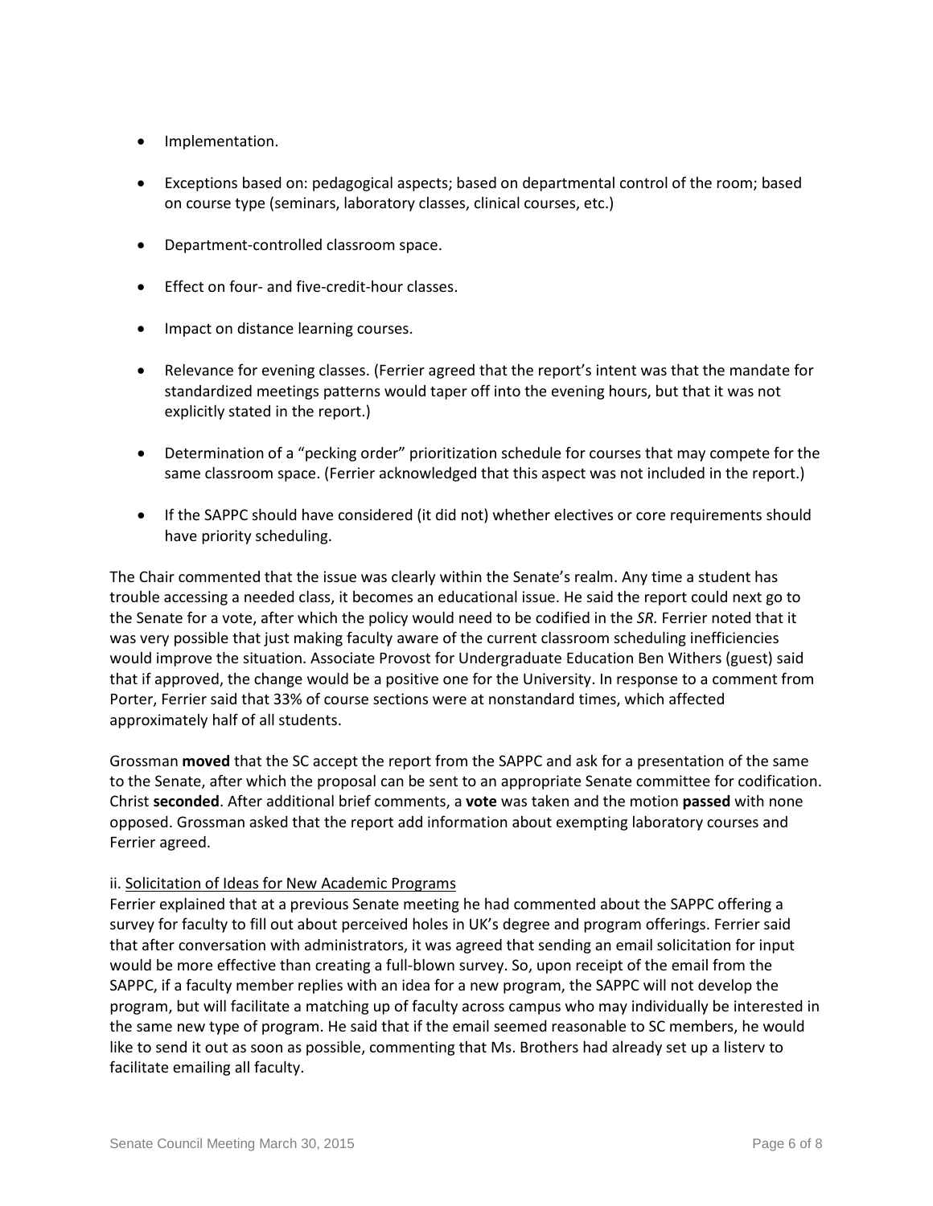- Implementation.
- Exceptions based on: pedagogical aspects; based on departmental control of the room; based on course type (seminars, laboratory classes, clinical courses, etc.)
- Department-controlled classroom space.
- Effect on four- and five-credit-hour classes.
- Impact on distance learning courses.
- Relevance for evening classes. (Ferrier agreed that the report's intent was that the mandate for standardized meetings patterns would taper off into the evening hours, but that it was not explicitly stated in the report.)
- Determination of a "pecking order" prioritization schedule for courses that may compete for the same classroom space. (Ferrier acknowledged that this aspect was not included in the report.)
- If the SAPPC should have considered (it did not) whether electives or core requirements should have priority scheduling.

The Chair commented that the issue was clearly within the Senate's realm. Any time a student has trouble accessing a needed class, it becomes an educational issue. He said the report could next go to the Senate for a vote, after which the policy would need to be codified in the *SR.* Ferrier noted that it was very possible that just making faculty aware of the current classroom scheduling inefficiencies would improve the situation. Associate Provost for Undergraduate Education Ben Withers (guest) said that if approved, the change would be a positive one for the University. In response to a comment from Porter, Ferrier said that 33% of course sections were at nonstandard times, which affected approximately half of all students.

Grossman **moved** that the SC accept the report from the SAPPC and ask for a presentation of the same to the Senate, after which the proposal can be sent to an appropriate Senate committee for codification. Christ **seconded**. After additional brief comments, a **vote** was taken and the motion **passed** with none opposed. Grossman asked that the report add information about exempting laboratory courses and Ferrier agreed.

ii. Solicitation of Ideas for New Academic Programs

Ferrier explained that at a previous Senate meeting he had commented about the SAPPC offering a survey for faculty to fill out about perceived holes in UK's degree and program offerings. Ferrier said that after conversation with administrators, it was agreed that sending an email solicitation for input would be more effective than creating a full-blown survey. So, upon receipt of the email from the SAPPC, if a faculty member replies with an idea for a new program, the SAPPC will not develop the program, but will facilitate a matching up of faculty across campus who may individually be interested in the same new type of program. He said that if the email seemed reasonable to SC members, he would like to send it out as soon as possible, commenting that Ms. Brothers had already set up a listerv to facilitate emailing all faculty.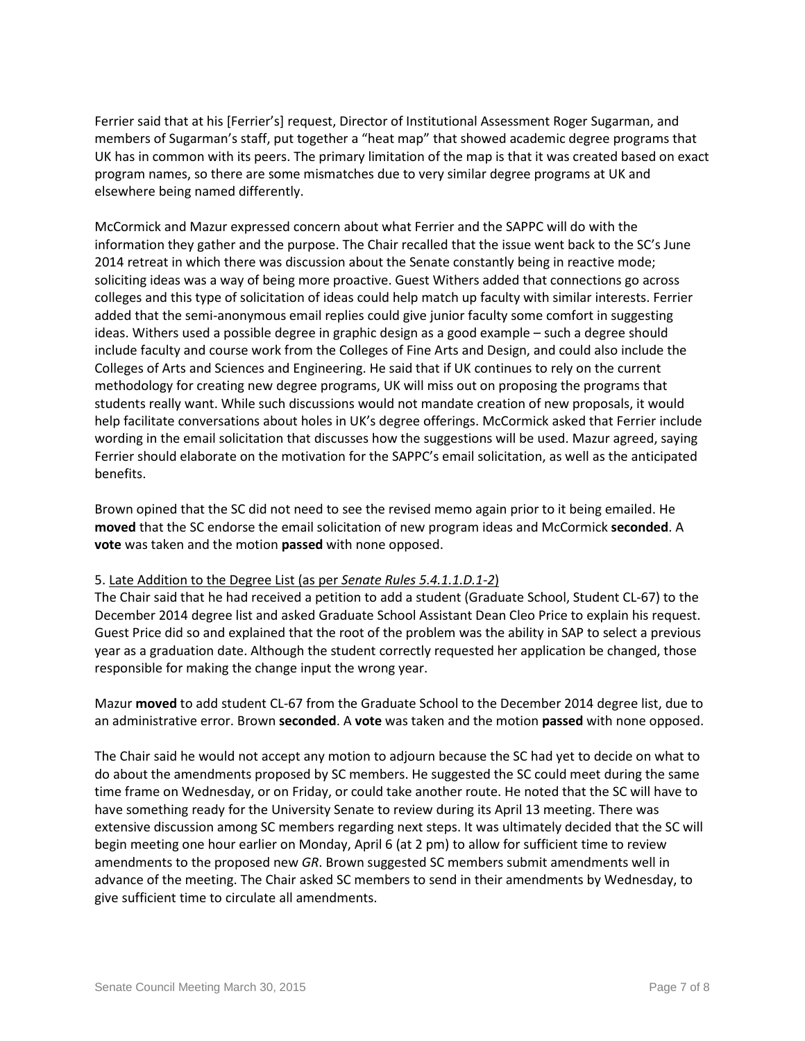Ferrier said that at his [Ferrier's] request, Director of Institutional Assessment Roger Sugarman, and members of Sugarman's staff, put together a "heat map" that showed academic degree programs that UK has in common with its peers. The primary limitation of the map is that it was created based on exact program names, so there are some mismatches due to very similar degree programs at UK and elsewhere being named differently.

McCormick and Mazur expressed concern about what Ferrier and the SAPPC will do with the information they gather and the purpose. The Chair recalled that the issue went back to the SC's June 2014 retreat in which there was discussion about the Senate constantly being in reactive mode; soliciting ideas was a way of being more proactive. Guest Withers added that connections go across colleges and this type of solicitation of ideas could help match up faculty with similar interests. Ferrier added that the semi-anonymous email replies could give junior faculty some comfort in suggesting ideas. Withers used a possible degree in graphic design as a good example – such a degree should include faculty and course work from the Colleges of Fine Arts and Design, and could also include the Colleges of Arts and Sciences and Engineering. He said that if UK continues to rely on the current methodology for creating new degree programs, UK will miss out on proposing the programs that students really want. While such discussions would not mandate creation of new proposals, it would help facilitate conversations about holes in UK's degree offerings. McCormick asked that Ferrier include wording in the email solicitation that discusses how the suggestions will be used. Mazur agreed, saying Ferrier should elaborate on the motivation for the SAPPC's email solicitation, as well as the anticipated benefits.

Brown opined that the SC did not need to see the revised memo again prior to it being emailed. He **moved** that the SC endorse the email solicitation of new program ideas and McCormick **seconded**. A **vote** was taken and the motion **passed** with none opposed.

5. Late Addition to the Degree List (as per *Senate Rules 5.4.1.1.D.1-2*)

The Chair said that he had received a petition to add a student (Graduate School, Student CL-67) to the December 2014 degree list and asked Graduate School Assistant Dean Cleo Price to explain his request. Guest Price did so and explained that the root of the problem was the ability in SAP to select a previous year as a graduation date. Although the student correctly requested her application be changed, those responsible for making the change input the wrong year.

Mazur **moved** to add student CL-67 from the Graduate School to the December 2014 degree list, due to an administrative error. Brown **seconded**. A **vote** was taken and the motion **passed** with none opposed.

The Chair said he would not accept any motion to adjourn because the SC had yet to decide on what to do about the amendments proposed by SC members. He suggested the SC could meet during the same time frame on Wednesday, or on Friday, or could take another route. He noted that the SC will have to have something ready for the University Senate to review during its April 13 meeting. There was extensive discussion among SC members regarding next steps. It was ultimately decided that the SC will begin meeting one hour earlier on Monday, April 6 (at 2 pm) to allow for sufficient time to review amendments to the proposed new *GR*. Brown suggested SC members submit amendments well in advance of the meeting. The Chair asked SC members to send in their amendments by Wednesday, to give sufficient time to circulate all amendments.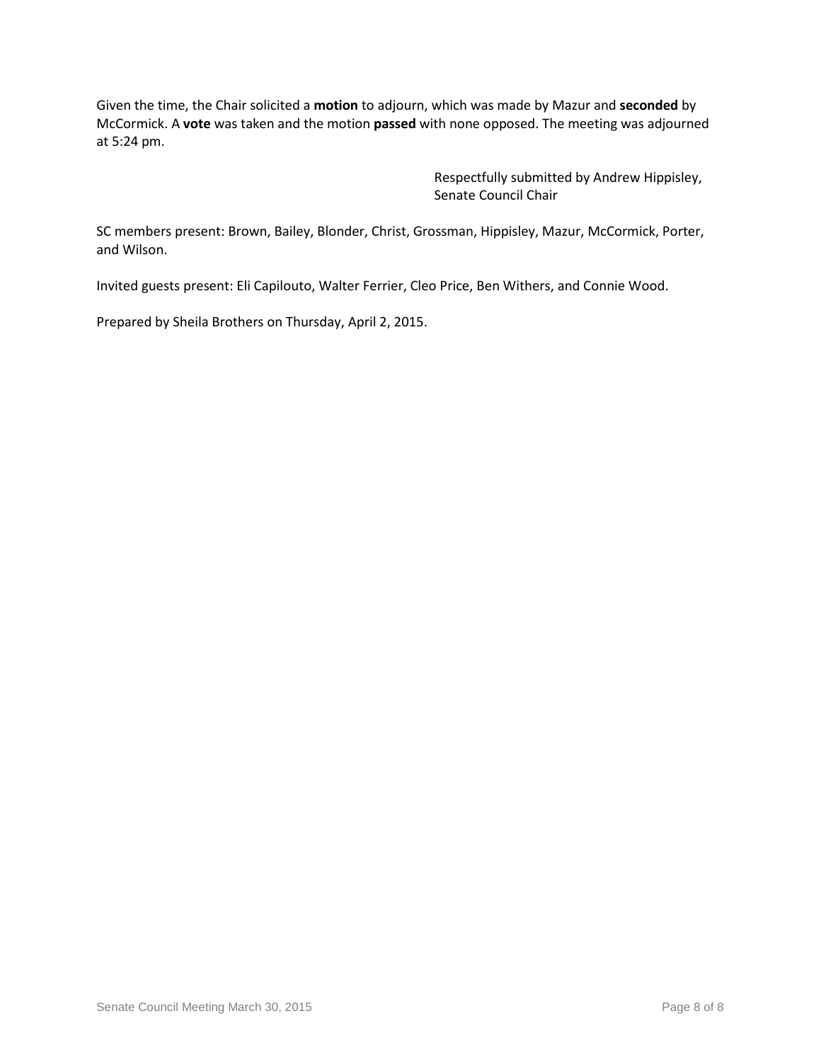Given the time, the Chair solicited a **motion** to adjourn, which was made by Mazur and **seconded** by McCormick. A **vote** was taken and the motion **passed** with none opposed. The meeting was adjourned at 5:24 pm.

Respectfully submitted by Andrew Hippisley,
Senate Council Chair

SC members present: Brown, Bailey, Blonder, Christ, Grossman, Hippisley, Mazur, McCormick, Porter, and Wilson.

Invited guests present: Eli Capilouto, Walter Ferrier, Cleo Price, Ben Withers, and Connie Wood.

Prepared by Sheila Brothers on Thursday, April 2, 2015.